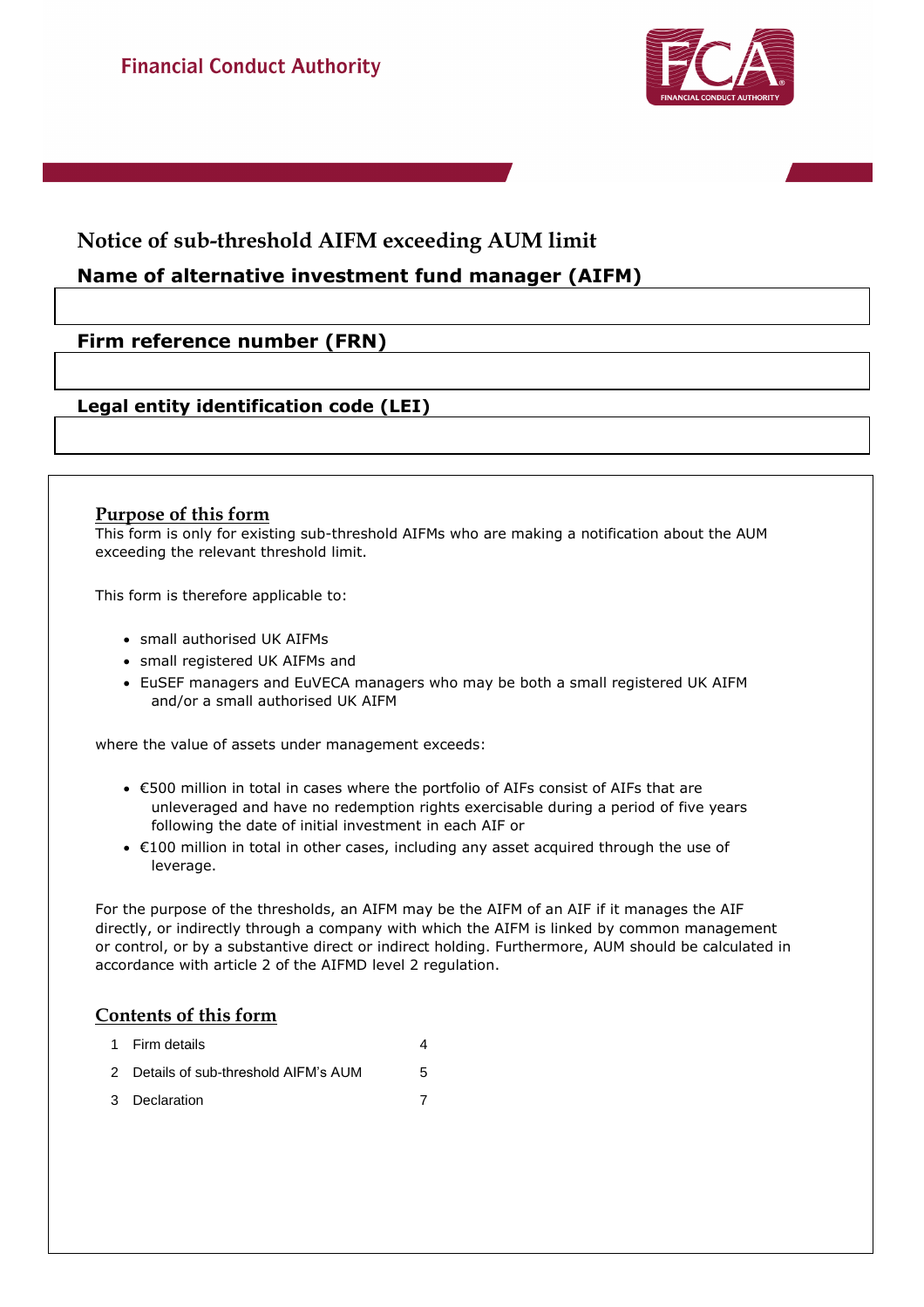Financial Conduct Authority

# Notice of sub-threshold AIFM exceeding AUM limit

## Name of alternative investment fund manager (AIFM)

## Firm reference number (FRN)

## Legal entity identification code (LEI)

### Purpose of this form

This form is only for existing sub-threshold AIFMs who are making a notification about the AUM exceeding the relevant threshold limit.

This form is therefore applicable to:

- small authorised UK AIFMs
- small registered UK AIFMs and
- EuSEF managers and EuVECA managers who may be both a small registered UK AIFM and/or a small authorised UK AIFM

where the value of assets under management exceeds:

- €500 million in total in cases where the portfolio of AIFs consist of AIFs that are unleveraged and have no redemption rights exercisable during a period of five years following the date of initial investment in each AIF or
- €100 million in total in other cases, including any asset acquired through the use of leverage.

For the purpose of the thresholds, an AIFM may be the AIFM of an AIF if it manages the AIF directly, or indirectly through a company with which the AIFM is linked by common management or control, or by a substantive direct or indirect holding. Furthermore, AUM should be calculated in accordance with article 2 of the AIFMD level 2 regulation.

### Contents of this form

| | | |
|---|---|---|
| 1 | Firm details | 4 |
| 2 | Details of sub-threshold AIFM's AUM | 5 |
| 3 | Declaration | 7 |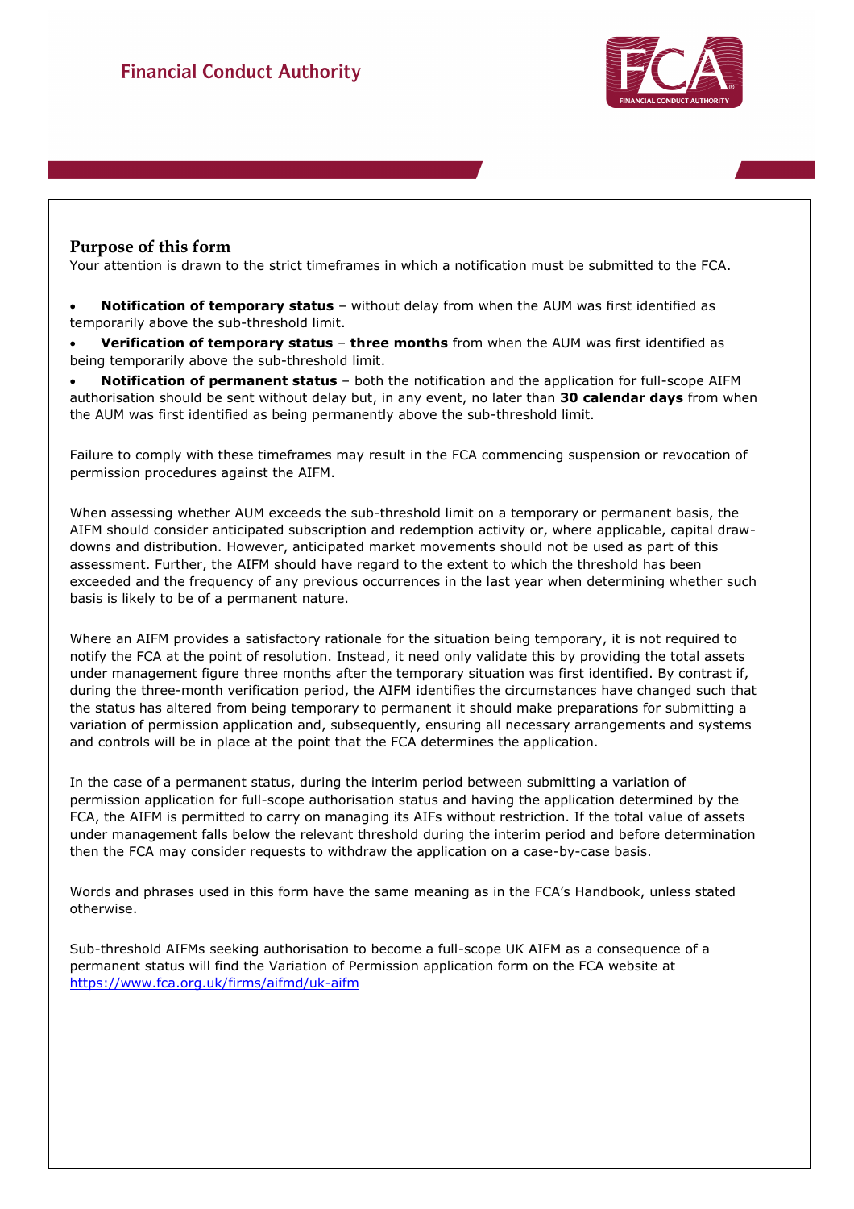## Purpose of this form

Your attention is drawn to the strict timeframes in which a notification must be submitted to the FCA.

- **Notification of temporary status** – without delay from when the AUM was first identified as temporarily above the sub-threshold limit.
- **Verification of temporary status** – **three months** from when the AUM was first identified as being temporarily above the sub-threshold limit.
- **Notification of permanent status** – both the notification and the application for full-scope AIFM authorisation should be sent without delay but, in any event, no later than **30 calendar days** from when the AUM was first identified as being permanently above the sub-threshold limit.

Failure to comply with these timeframes may result in the FCA commencing suspension or revocation of permission procedures against the AIFM.

When assessing whether AUM exceeds the sub-threshold limit on a temporary or permanent basis, the AIFM should consider anticipated subscription and redemption activity or, where applicable, capital draw-downs and distribution. However, anticipated market movements should not be used as part of this assessment. Further, the AIFM should have regard to the extent to which the threshold has been exceeded and the frequency of any previous occurrences in the last year when determining whether such basis is likely to be of a permanent nature.

Where an AIFM provides a satisfactory rationale for the situation being temporary, it is not required to notify the FCA at the point of resolution. Instead, it need only validate this by providing the total assets under management figure three months after the temporary situation was first identified. By contrast if, during the three-month verification period, the AIFM identifies the circumstances have changed such that the status has altered from being temporary to permanent it should make preparations for submitting a variation of permission application and, subsequently, ensuring all necessary arrangements and systems and controls will be in place at the point that the FCA determines the application.

In the case of a permanent status, during the interim period between submitting a variation of permission application for full-scope authorisation status and having the application determined by the FCA, the AIFM is permitted to carry on managing its AIFs without restriction. If the total value of assets under management falls below the relevant threshold during the interim period and before determination then the FCA may consider requests to withdraw the application on a case-by-case basis.

Words and phrases used in this form have the same meaning as in the FCA's Handbook, unless stated otherwise.

Sub-threshold AIFMs seeking authorisation to become a full-scope UK AIFM as a consequence of a permanent status will find the Variation of Permission application form on the FCA website at [https://www.fca.org.uk/firms/aifmd/uk-aifm](https://www.fca.org.uk/firms/aifmd/uk-aifm)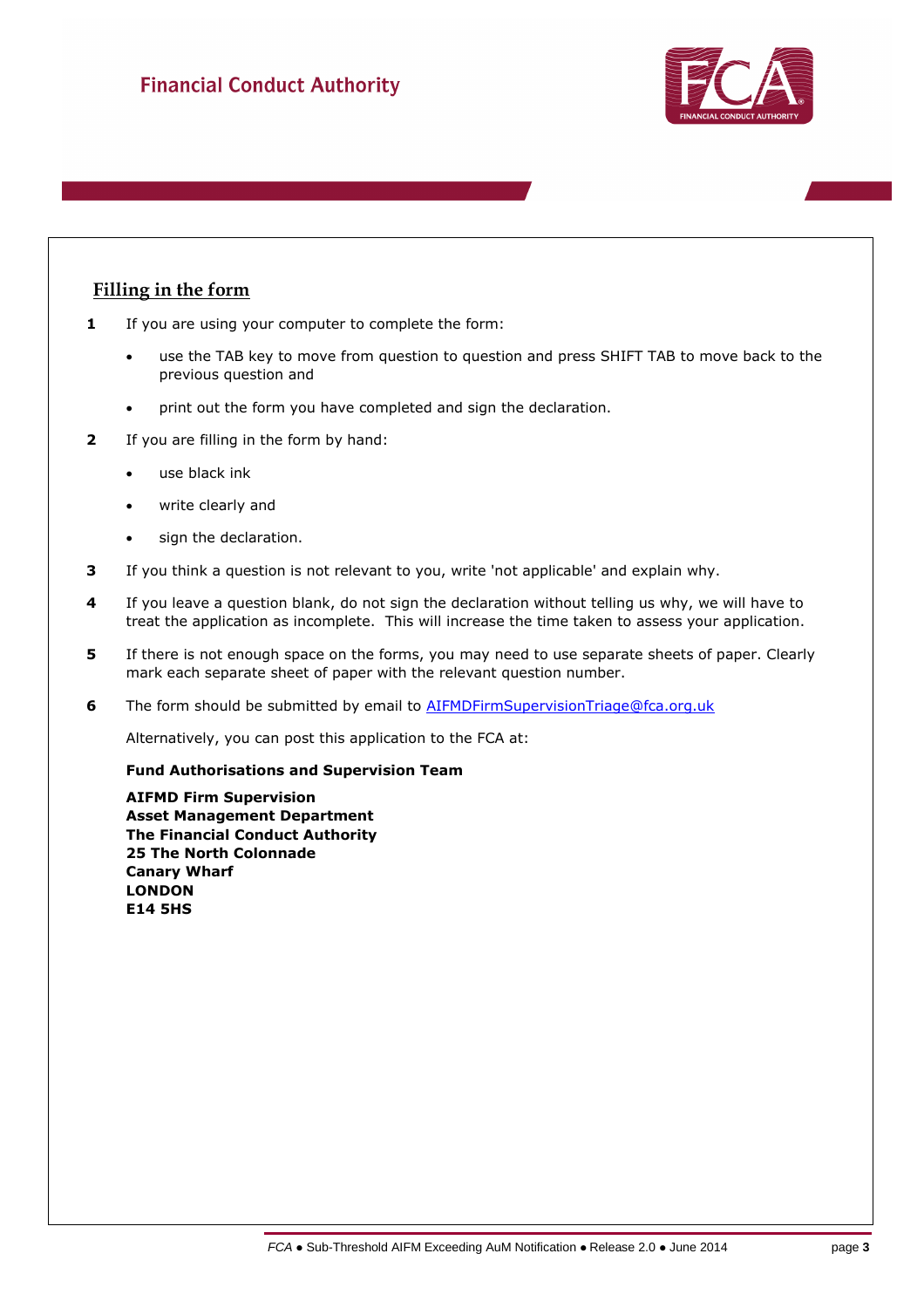## Filling in the form

1. If you are using your computer to complete the form:
   - use the TAB key to move from question to question and press SHIFT TAB to move back to the previous question and
   - print out the form you have completed and sign the declaration.
2. If you are filling in the form by hand:
   - use black ink
   - write clearly and
   - sign the declaration.
3. If you think a question is not relevant to you, write 'not applicable' and explain why.
4. If you leave a question blank, do not sign the declaration without telling us why, we will have to treat the application as incomplete. This will increase the time taken to assess your application.
5. If there is not enough space on the forms, you may need to use separate sheets of paper. Clearly mark each separate sheet of paper with the relevant question number.
6. The form should be submitted by email to AIFMDFirmSupervisionTriage@fca.org.uk

   Alternatively, you can post this application to the FCA at:

   **Fund Authorisations and Supervision Team**

   **AIFMD Firm Supervision**
   **Asset Management Department**
   **The Financial Conduct Authority**
   **25 The North Colonnade**
   **Canary Wharf**
   **LONDON**
   **E14 5HS**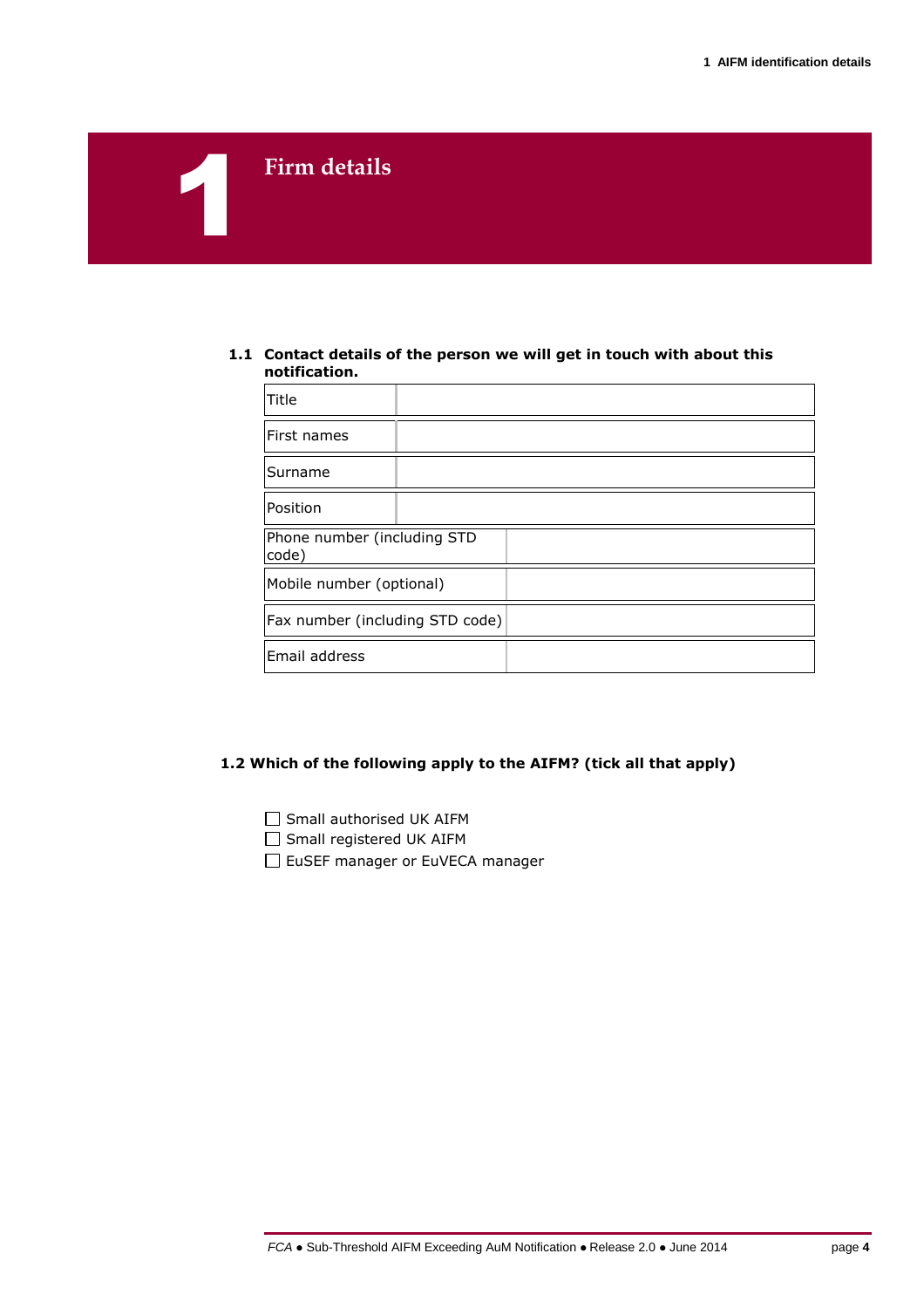# 1 Firm details

**1.1 Contact details of the person we will get in touch with about this notification.**

| | |
|---|---|
| Title | |
| First names | |
| Surname | |
| Position | |
| Phone number (including STD code) | |
| Mobile number (optional) | |
| Fax number (including STD code) | |
| Email address | |

**1.2 Which of the following apply to the AIFM? (tick all that apply)**

- ☐ Small authorised UK AIFM
- ☐ Small registered UK AIFM
- ☐ EuSEF manager or EuVECA manager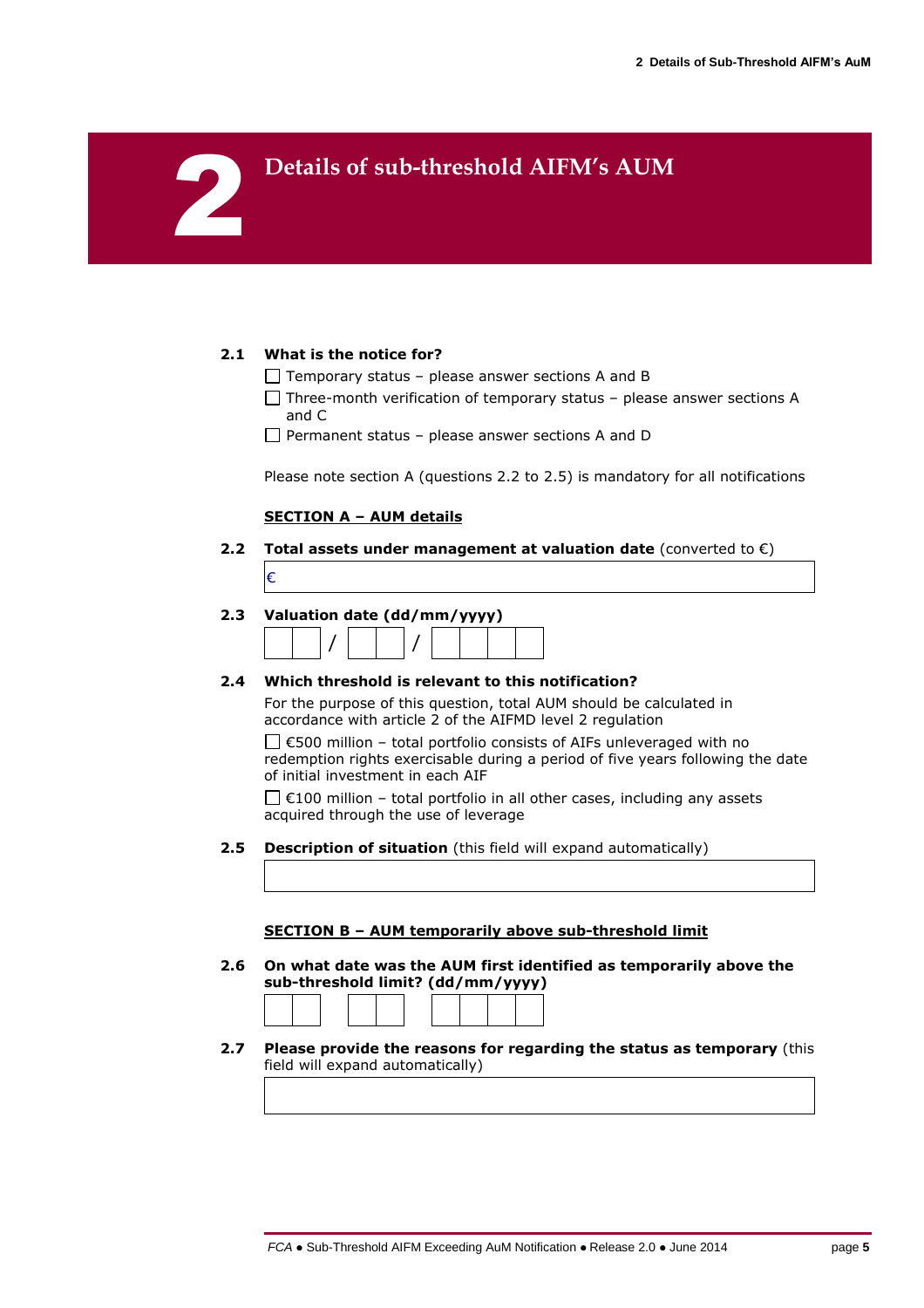# 2 Details of sub-threshold AIFM's AUM

**2.1 What is the notice for?**

☐ Temporary status – please answer sections A and B

☐ Three-month verification of temporary status – please answer sections A and C

☐ Permanent status – please answer sections A and D

Please note section A (questions 2.2 to 2.5) is mandatory for all notifications

**SECTION A – AUM details**

**2.2 Total assets under management at valuation date** (converted to €)

| € |
|---|

**2.3 Valuation date (dd/mm/yyyy)**

| | | / | | | / | | | | |
|---|---|---|---|---|---|---|---|---|---|

**2.4 Which threshold is relevant to this notification?**

For the purpose of this question, total AUM should be calculated in accordance with article 2 of the AIFMD level 2 regulation

☐ €500 million – total portfolio consists of AIFs unleveraged with no redemption rights exercisable during a period of five years following the date of initial investment in each AIF

☐ €100 million – total portfolio in all other cases, including any assets acquired through the use of leverage

**2.5 Description of situation** (this field will expand automatically)

| |
|---|

**SECTION B – AUM temporarily above sub-threshold limit**

**2.6 On what date was the AUM first identified as temporarily above the sub-threshold limit? (dd/mm/yyyy)**

| | | | | | | | | |
|---|---|---|---|---|---|---|---|---|

**2.7 Please provide the reasons for regarding the status as temporary** (this field will expand automatically)

| |
|---|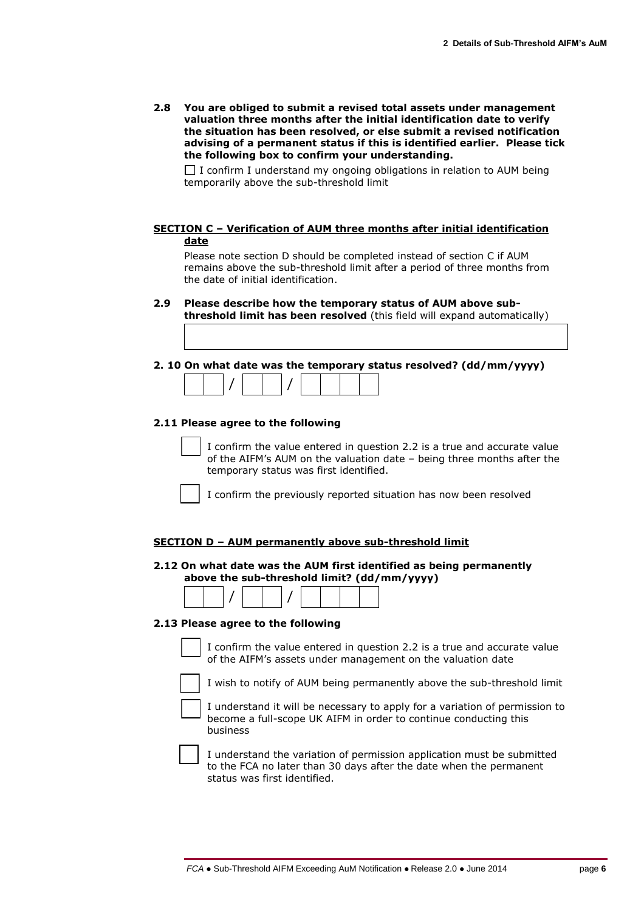**2.8 You are obliged to submit a revised total assets under management valuation three months after the initial identification date to verify the situation has been resolved, or else submit a revised notification advising of a permanent status if this is identified earlier. Please tick the following box to confirm your understanding.**

☐ I confirm I understand my ongoing obligations in relation to AUM being temporarily above the sub-threshold limit

## SECTION C – Verification of AUM three months after initial identification date

Please note section D should be completed instead of section C if AUM remains above the sub-threshold limit after a period of three months from the date of initial identification.

**2.9 Please describe how the temporary status of AUM above sub-threshold limit has been resolved** (this field will expand automatically)

|  |
|---|
|  |

**2. 10 On what date was the temporary status resolved? (dd/mm/yyyy)**

☐☐ / ☐☐ / ☐☐☐☐

**2.11 Please agree to the following**

☐ I confirm the value entered in question 2.2 is a true and accurate value of the AIFM's AUM on the valuation date – being three months after the temporary status was first identified.

☐ I confirm the previously reported situation has now been resolved

## SECTION D – AUM permanently above sub-threshold limit

**2.12 On what date was the AUM first identified as being permanently above the sub-threshold limit? (dd/mm/yyyy)**

☐☐ / ☐☐ / ☐☐☐☐

**2.13 Please agree to the following**

☐ I confirm the value entered in question 2.2 is a true and accurate value of the AIFM's assets under management on the valuation date

☐ I wish to notify of AUM being permanently above the sub-threshold limit

☐ I understand it will be necessary to apply for a variation of permission to become a full-scope UK AIFM in order to continue conducting this business

☐ I understand the variation of permission application must be submitted to the FCA no later than 30 days after the date when the permanent status was first identified.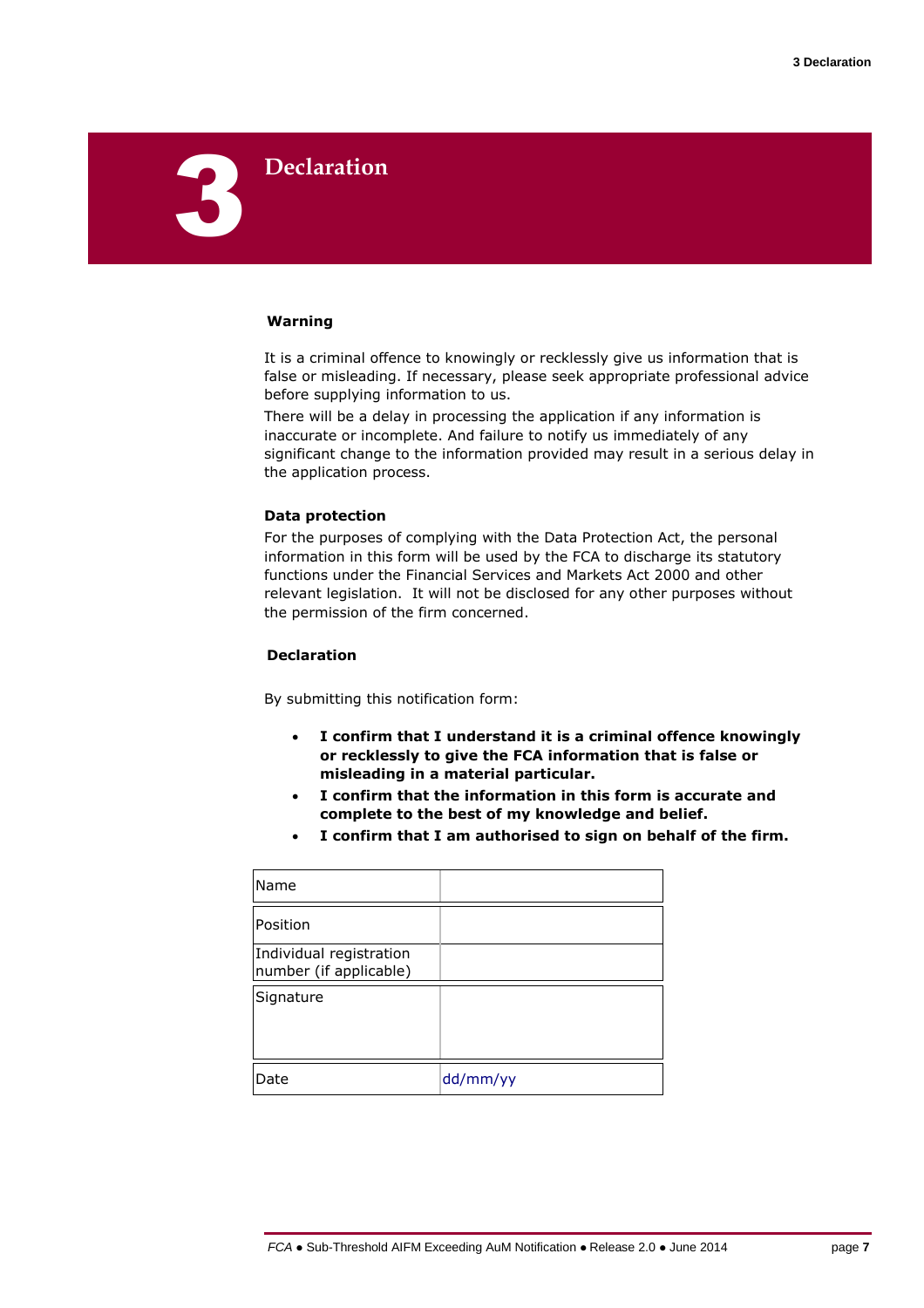# 3 Declaration

**Warning**

It is a criminal offence to knowingly or recklessly give us information that is false or misleading. If necessary, please seek appropriate professional advice before supplying information to us.

There will be a delay in processing the application if any information is inaccurate or incomplete. And failure to notify us immediately of any significant change to the information provided may result in a serious delay in the application process.

**Data protection**

For the purposes of complying with the Data Protection Act, the personal information in this form will be used by the FCA to discharge its statutory functions under the Financial Services and Markets Act 2000 and other relevant legislation. It will not be disclosed for any other purposes without the permission of the firm concerned.

**Declaration**

By submitting this notification form:

- **I confirm that I understand it is a criminal offence knowingly or recklessly to give the FCA information that is false or misleading in a material particular.**
- **I confirm that the information in this form is accurate and complete to the best of my knowledge and belief.**
- **I confirm that I am authorised to sign on behalf of the firm.**

| | |
|---|---|
| Name | |
| Position | |
| Individual registration number (if applicable) | |
| Signature | |
| Date | dd/mm/yy |